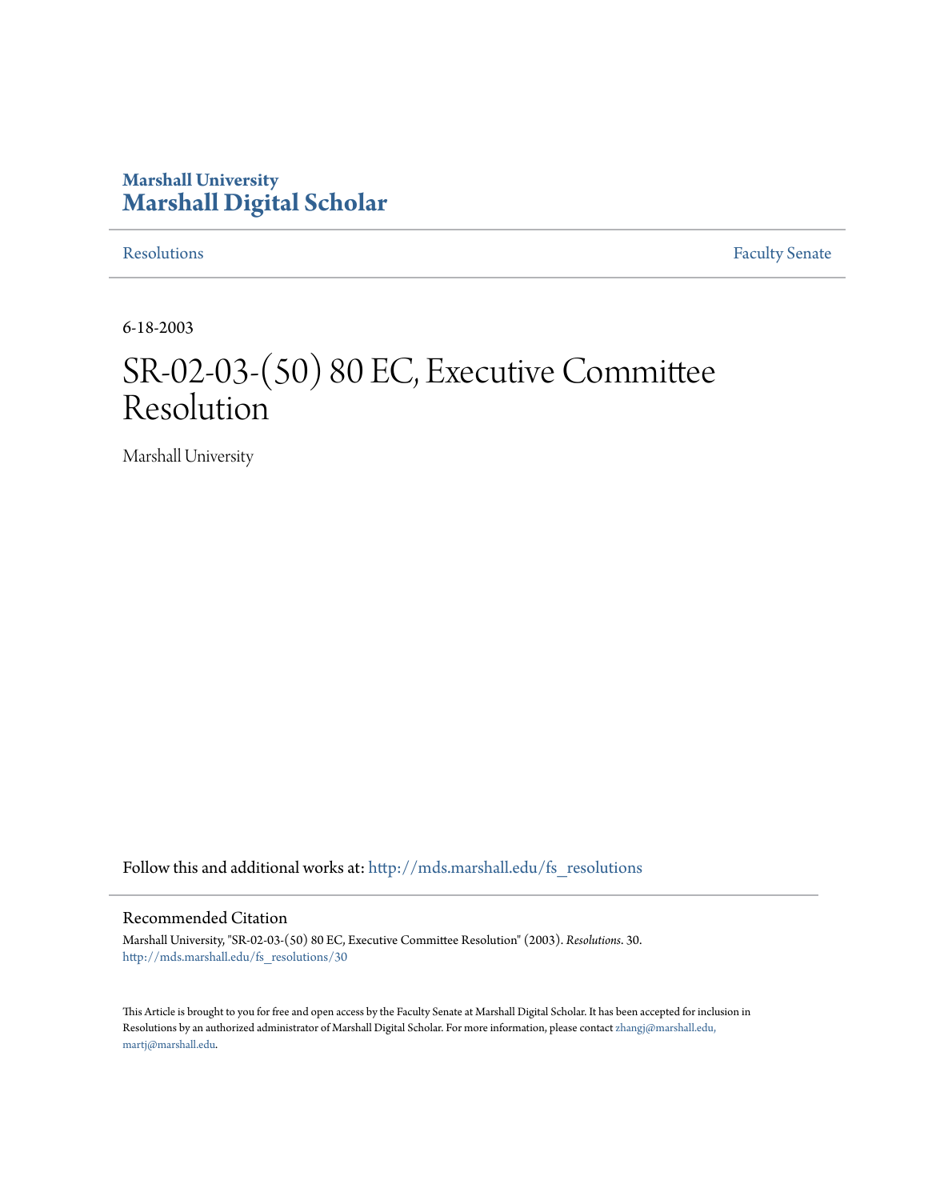Marshall University
# Marshall Digital Scholar

Resolutions | Faculty Senate

6-18-2003

# SR-02-03-(50) 80 EC, Executive Committee Resolution

Marshall University

Follow this and additional works at: http://mds.marshall.edu/fs_resolutions

## Recommended Citation

Marshall University, "SR-02-03-(50) 80 EC, Executive Committee Resolution" (2003). *Resolutions*. 30.
http://mds.marshall.edu/fs_resolutions/30

This Article is brought to you for free and open access by the Faculty Senate at Marshall Digital Scholar. It has been accepted for inclusion in Resolutions by an authorized administrator of Marshall Digital Scholar. For more information, please contact zhangj@marshall.edu, martj@marshall.edu.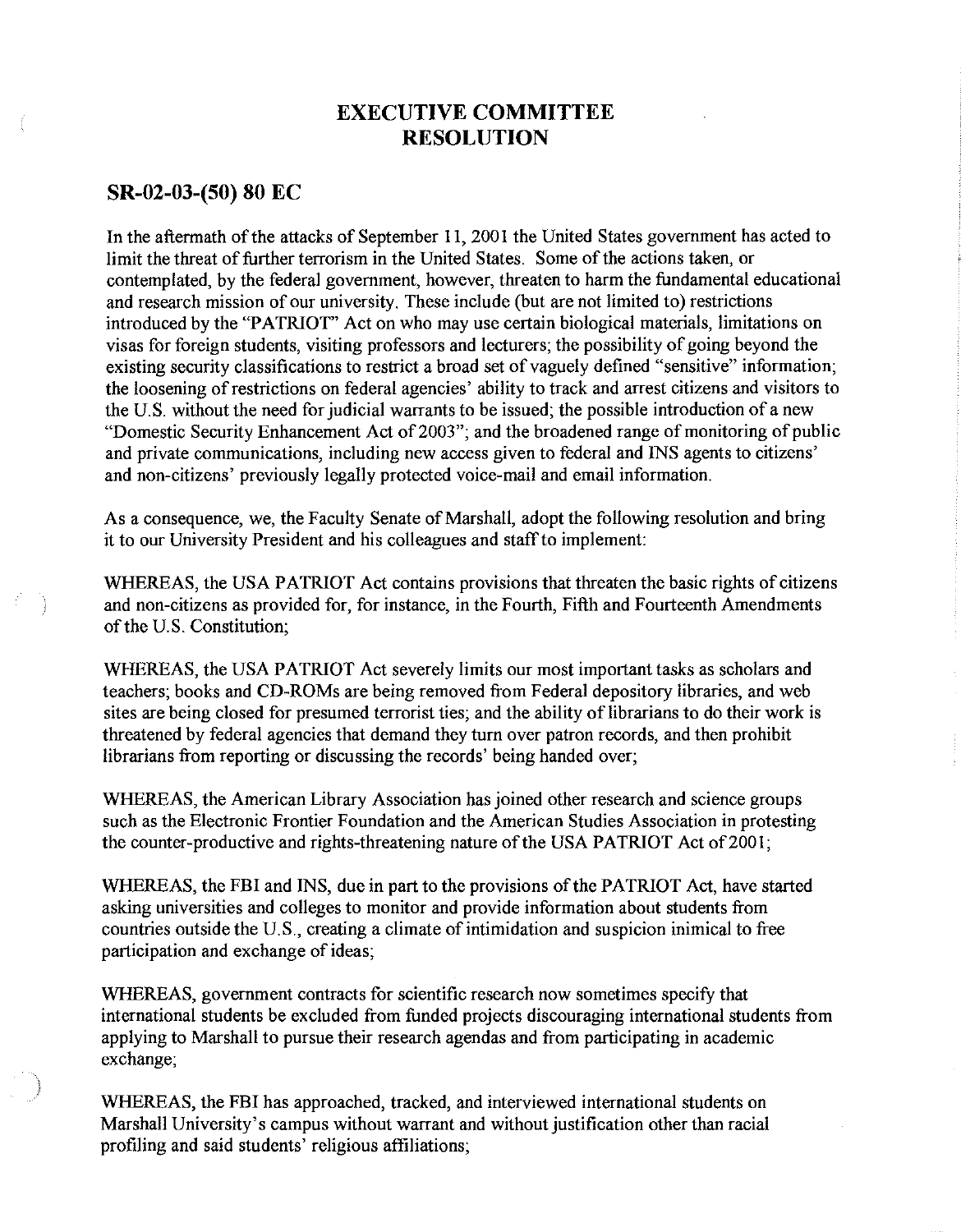# EXECUTIVE COMMITTEE RESOLUTION

## SR-02-03-(50) 80 EC

In the aftermath of the attacks of September 11, 2001 the United States government has acted to limit the threat of further terrorism in the United States. Some of the actions taken, or contemplated, by the federal government, however, threaten to harm the fundamental educational and research mission of our university. These include (but are not limited to) restrictions introduced by the "PATRIOT" Act on who may use certain biological materials, limitations on visas for foreign students, visiting professors and lecturers; the possibility of going beyond the existing security classifications to restrict a broad set of vaguely defined "sensitive" information; the loosening of restrictions on federal agencies' ability to track and arrest citizens and visitors to the U.S. without the need for judicial warrants to be issued; the possible introduction of a new "Domestic Security Enhancement Act of 2003"; and the broadened range of monitoring of public and private communications, including new access given to federal and INS agents to citizens' and non-citizens' previously legally protected voice-mail and email information.

As a consequence, we, the Faculty Senate of Marshall, adopt the following resolution and bring it to our University President and his colleagues and staff to implement:

WHEREAS, the USA PATRIOT Act contains provisions that threaten the basic rights of citizens and non-citizens as provided for, for instance, in the Fourth, Fifth and Fourteenth Amendments of the U.S. Constitution;

WHEREAS, the USA PATRIOT Act severely limits our most important tasks as scholars and teachers; books and CD-ROMs are being removed from Federal depository libraries, and web sites are being closed for presumed terrorist ties; and the ability of librarians to do their work is threatened by federal agencies that demand they turn over patron records, and then prohibit librarians from reporting or discussing the records' being handed over;

WHEREAS, the American Library Association has joined other research and science groups such as the Electronic Frontier Foundation and the American Studies Association in protesting the counter-productive and rights-threatening nature of the USA PATRIOT Act of 2001;

WHEREAS, the FBI and INS, due in part to the provisions of the PATRIOT Act, have started asking universities and colleges to monitor and provide information about students from countries outside the U.S., creating a climate of intimidation and suspicion inimical to free participation and exchange of ideas;

WHEREAS, government contracts for scientific research now sometimes specify that international students be excluded from funded projects discouraging international students from applying to Marshall to pursue their research agendas and from participating in academic exchange;

WHEREAS, the FBI has approached, tracked, and interviewed international students on Marshall University's campus without warrant and without justification other than racial profiling and said students' religious affiliations;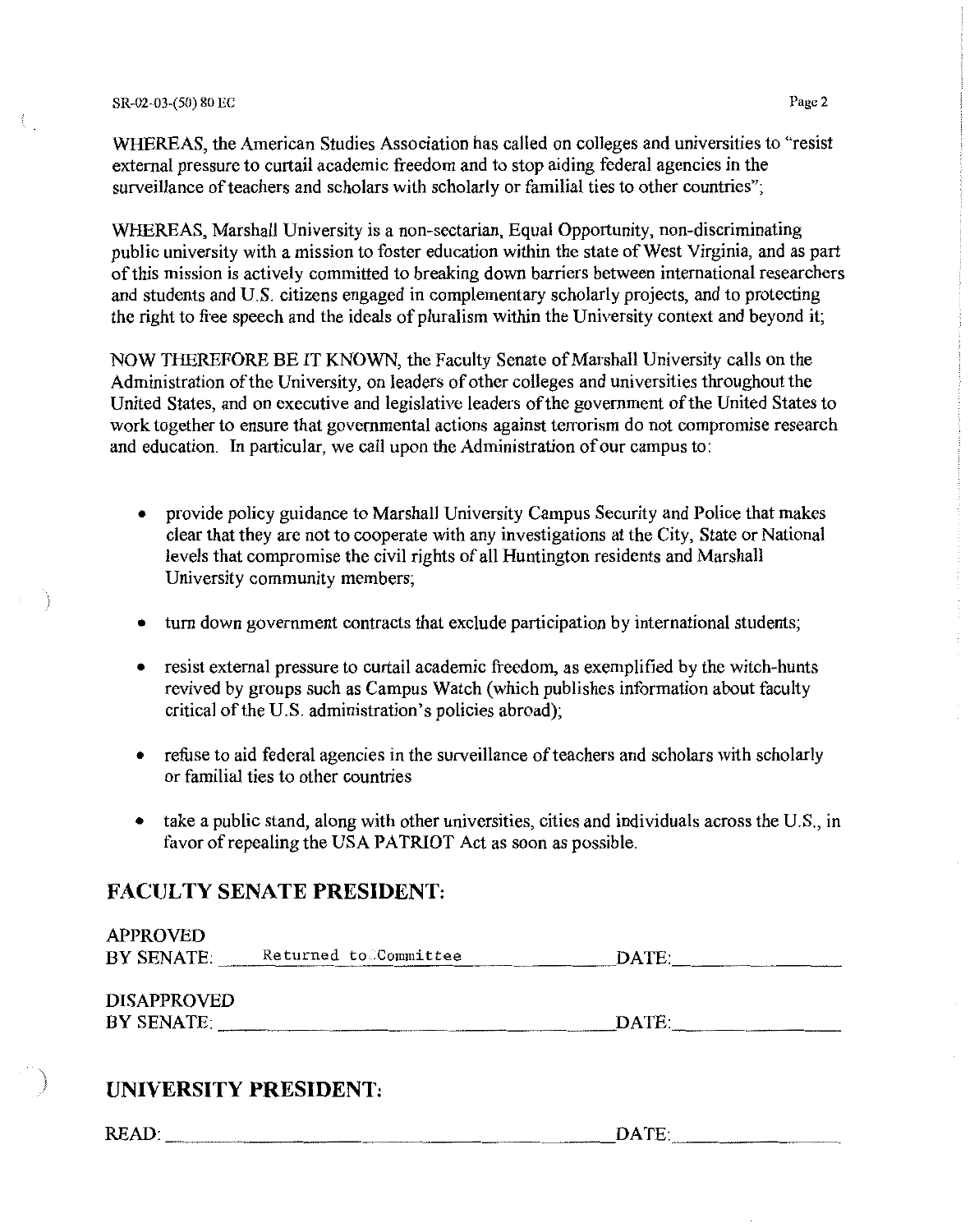WHEREAS, the American Studies Association has called on colleges and universities to "resist external pressure to curtail academic freedom and to stop aiding federal agencies in the surveillance of teachers and scholars with scholarly or familial ties to other countries";

WHEREAS, Marshall University is a non-sectarian, Equal Opportunity, non-discriminating public university with a mission to foster education within the state of West Virginia, and as part of this mission is actively committed to breaking down barriers between international researchers and students and U.S. citizens engaged in complementary scholarly projects, and to protecting the right to free speech and the ideals of pluralism within the University context and beyond it;

NOW THEREFORE BE IT KNOWN, the Faculty Senate of Marshall University calls on the Administration of the University, on leaders of other colleges and universities throughout the United States, and on executive and legislative leaders of the government of the United States to work together to ensure that governmental actions against terrorism do not compromise research and education. In particular, we call upon the Administration of our campus to:

- provide policy guidance to Marshall University Campus Security and Police that makes clear that they are not to cooperate with any investigations at the City, State or National levels that compromise the civil rights of all Huntington residents and Marshall University community members;
- turn down government contracts that exclude participation by international students;
- resist external pressure to curtail academic freedom, as exemplified by the witch-hunts revived by groups such as Campus Watch (which publishes information about faculty critical of the U.S. administration's policies abroad);
- refuse to aid federal agencies in the surveillance of teachers and scholars with scholarly or familial ties to other countries
- take a public stand, along with other universities, cities and individuals across the U.S., in favor of repealing the USA PATRIOT Act as soon as possible.

## FACULTY SENATE PRESIDENT:

APPROVED
BY SENATE: Returned to Committee DATE: ______________

DISAPPROVED
BY SENATE: ______________________________ DATE: ______________

## UNIVERSITY PRESIDENT:

READ: ______________________________ DATE: ______________